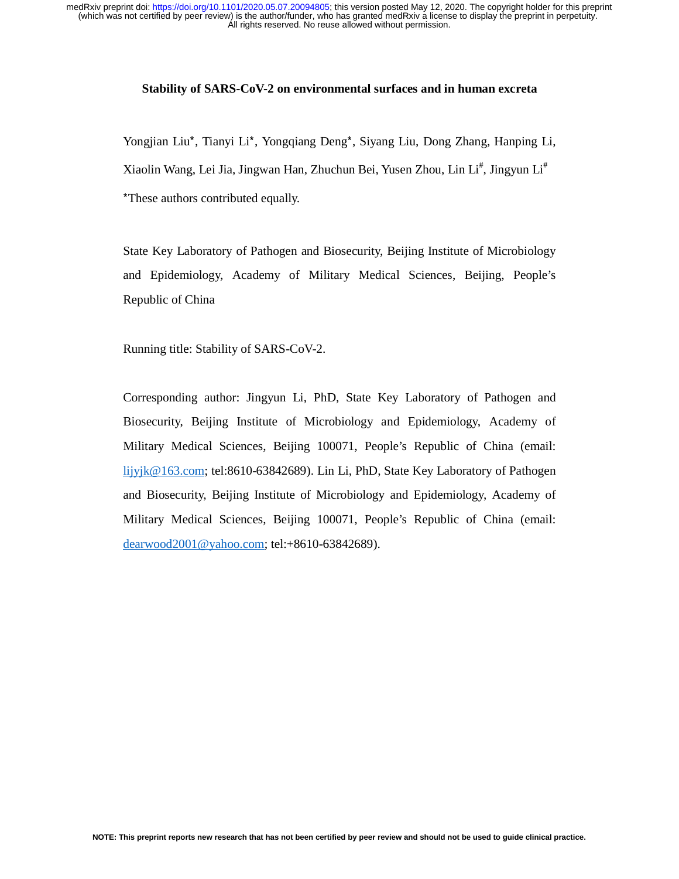# Stability of SARS-CoV-2 on environmental surfaces and in human excreta

Yongjian Liu*, Tianyi Li*, Yongqiang Deng*, Siyang Liu, Dong Zhang, Hanping Li, Xiaolin Wang, Lei Jia, Jingwan Han, Zhuchun Bei, Yusen Zhou, Lin Li[#], Jingyun Li[#]

*These authors contributed equally.

State Key Laboratory of Pathogen and Biosecurity, Beijing Institute of Microbiology and Epidemiology, Academy of Military Medical Sciences, Beijing, People's Republic of China

Running title: Stability of SARS-CoV-2.

Corresponding author: Jingyun Li, PhD, State Key Laboratory of Pathogen and Biosecurity, Beijing Institute of Microbiology and Epidemiology, Academy of Military Medical Sciences, Beijing 100071, People's Republic of China (email: lijyjk@163.com; tel:8610-63842689). Lin Li, PhD, State Key Laboratory of Pathogen and Biosecurity, Beijing Institute of Microbiology and Epidemiology, Academy of Military Medical Sciences, Beijing 100071, People's Republic of China (email: dearwood2001@yahoo.com; tel:+8610-63842689).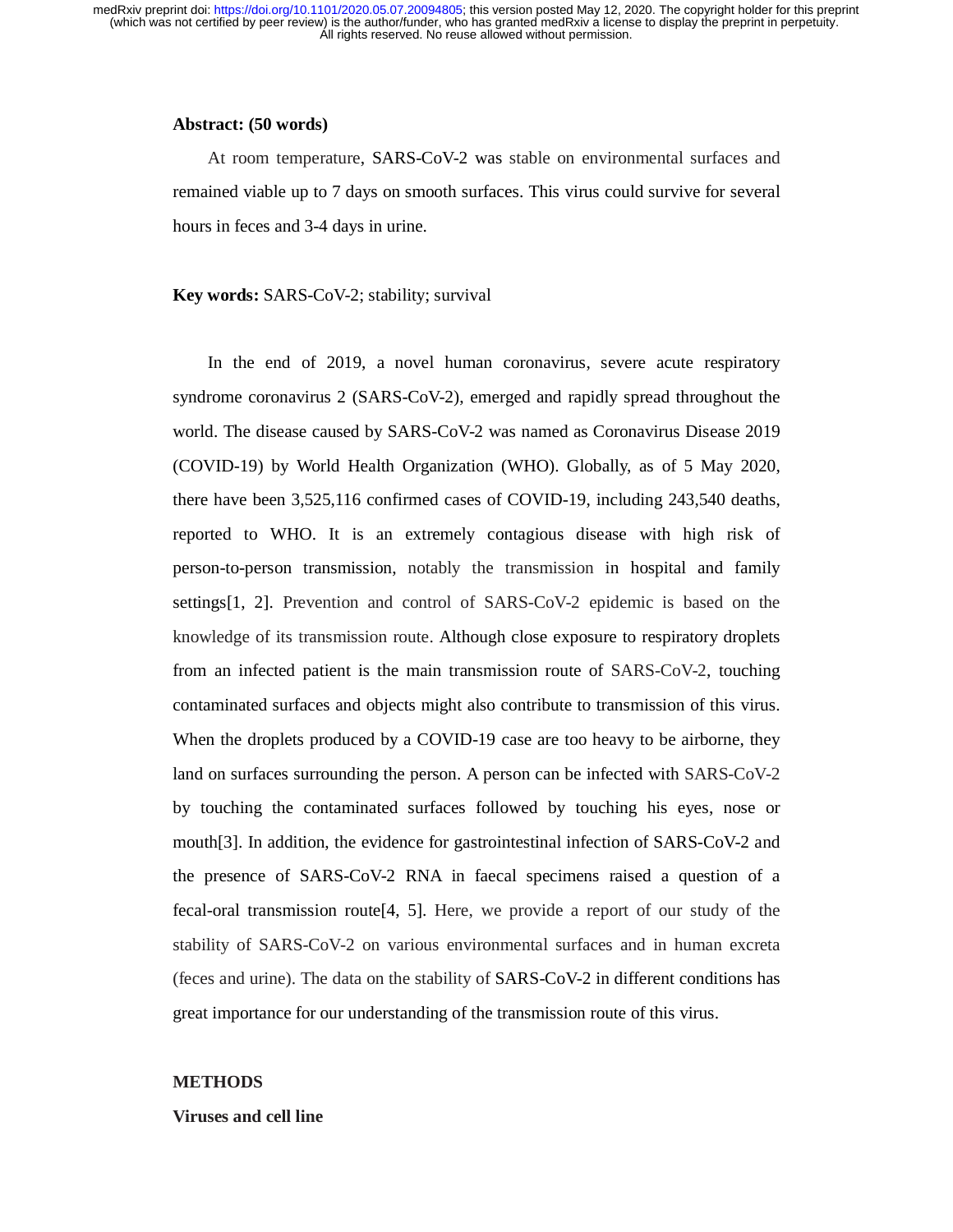**Abstract: (50 words)**

At room temperature, SARS-CoV-2 was stable on environmental surfaces and remained viable up to 7 days on smooth surfaces. This virus could survive for several hours in feces and 3-4 days in urine.

**Key words:** SARS-CoV-2; stability; survival

In the end of 2019, a novel human coronavirus, severe acute respiratory syndrome coronavirus 2 (SARS-CoV-2), emerged and rapidly spread throughout the world. The disease caused by SARS-CoV-2 was named as Coronavirus Disease 2019 (COVID-19) by World Health Organization (WHO). Globally, as of 5 May 2020, there have been 3,525,116 confirmed cases of COVID-19, including 243,540 deaths, reported to WHO. It is an extremely contagious disease with high risk of person-to-person transmission, notably the transmission in hospital and family settings[1, 2]. Prevention and control of SARS-CoV-2 epidemic is based on the knowledge of its transmission route. Although close exposure to respiratory droplets from an infected patient is the main transmission route of SARS-CoV-2, touching contaminated surfaces and objects might also contribute to transmission of this virus. When the droplets produced by a COVID-19 case are too heavy to be airborne, they land on surfaces surrounding the person. A person can be infected with SARS-CoV-2 by touching the contaminated surfaces followed by touching his eyes, nose or mouth[3]. In addition, the evidence for gastrointestinal infection of SARS-CoV-2 and the presence of SARS-CoV-2 RNA in faecal specimens raised a question of a fecal-oral transmission route[4, 5]. Here, we provide a report of our study of the stability of SARS-CoV-2 on various environmental surfaces and in human excreta (feces and urine). The data on the stability of SARS-CoV-2 in different conditions has great importance for our understanding of the transmission route of this virus.

## METHODS

### Viruses and cell line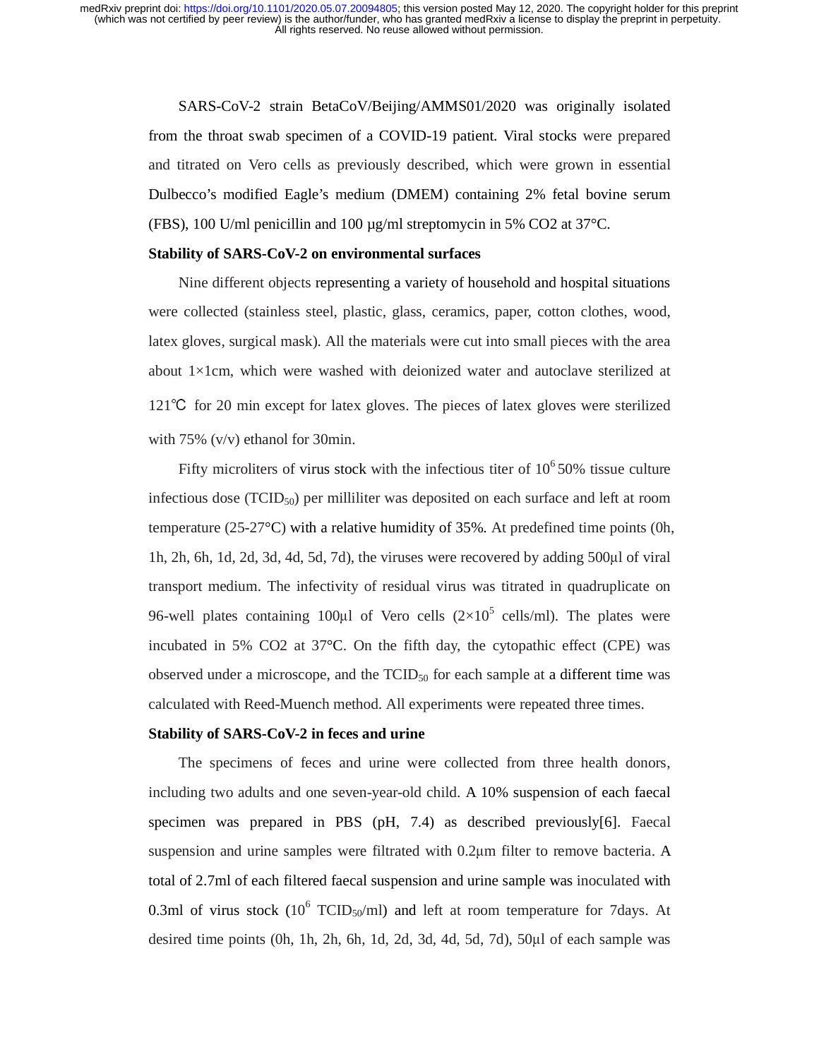SARS-CoV-2 strain BetaCoV/Beijing/AMMS01/2020 was originally isolated from the throat swab specimen of a COVID-19 patient. Viral stocks were prepared and titrated on Vero cells as previously described, which were grown in essential Dulbecco's modified Eagle's medium (DMEM) containing 2% fetal bovine serum (FBS), 100 U/ml penicillin and 100 μg/ml streptomycin in 5% CO2 at 37°C.

**Stability of SARS-CoV-2 on environmental surfaces**

Nine different objects representing a variety of household and hospital situations were collected (stainless steel, plastic, glass, ceramics, paper, cotton clothes, wood, latex gloves, surgical mask). All the materials were cut into small pieces with the area about 1×1cm, which were washed with deionized water and autoclave sterilized at 121℃ for 20 min except for latex gloves. The pieces of latex gloves were sterilized with 75% (v/v) ethanol for 30min.

Fifty microliters of virus stock with the infectious titer of $10^6$ 50% tissue culture infectious dose ($TCID_{50}$) per milliliter was deposited on each surface and left at room temperature (25-27°C) with a relative humidity of 35%. At predefined time points (0h, 1h, 2h, 6h, 1d, 2d, 3d, 4d, 5d, 7d), the viruses were recovered by adding 500μl of viral transport medium. The infectivity of residual virus was titrated in quadruplicate on 96-well plates containing 100μl of Vero cells ($2\times10^5$ cells/ml). The plates were incubated in 5% CO2 at 37°C. On the fifth day, the cytopathic effect (CPE) was observed under a microscope, and the $TCID_{50}$ for each sample at a different time was calculated with Reed-Muench method. All experiments were repeated three times.

**Stability of SARS-CoV-2 in feces and urine**

The specimens of feces and urine were collected from three health donors, including two adults and one seven-year-old child. A 10% suspension of each faecal specimen was prepared in PBS (pH, 7.4) as described previously[6]. Faecal suspension and urine samples were filtrated with 0.2μm filter to remove bacteria. A total of 2.7ml of each filtered faecal suspension and urine sample was inoculated with 0.3ml of virus stock ($10^6$ $TCID_{50}$/ml) and left at room temperature for 7days. At desired time points (0h, 1h, 2h, 6h, 1d, 2d, 3d, 4d, 5d, 7d), 50μl of each sample was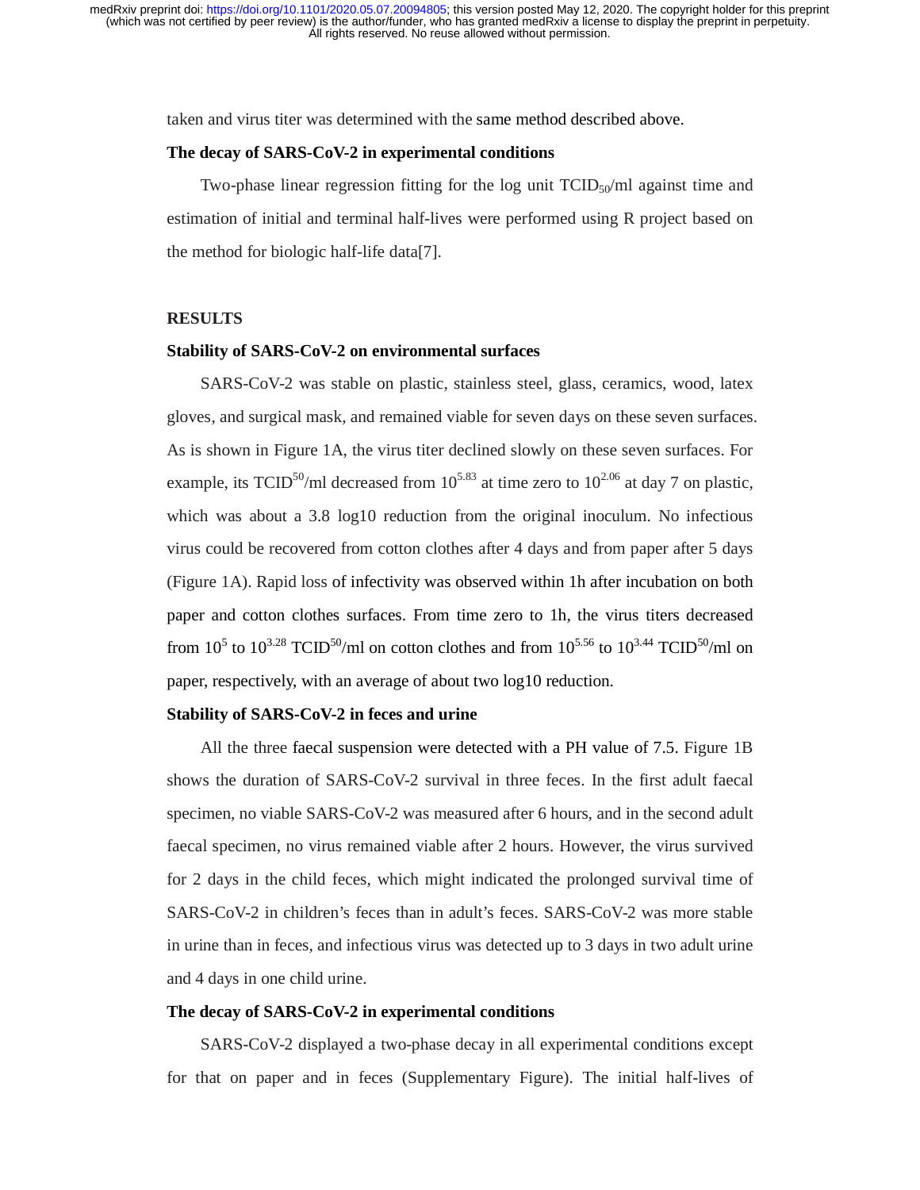taken and virus titer was determined with the same method described above.

**The decay of SARS-CoV-2 in experimental conditions**

Two-phase linear regression fitting for the log unit $TCID_{50}$/ml against time and estimation of initial and terminal half-lives were performed using R project based on the method for biologic half-life data[7].

## RESULTS

**Stability of SARS-CoV-2 on environmental surfaces**

SARS-CoV-2 was stable on plastic, stainless steel, glass, ceramics, wood, latex gloves, and surgical mask, and remained viable for seven days on these seven surfaces. As is shown in Figure 1A, the virus titer declined slowly on these seven surfaces. For example, its $TCID^{50}$/ml decreased from $10^{5.83}$ at time zero to $10^{2.06}$ at day 7 on plastic, which was about a 3.8 log10 reduction from the original inoculum. No infectious virus could be recovered from cotton clothes after 4 days and from paper after 5 days (Figure 1A). Rapid loss of infectivity was observed within 1h after incubation on both paper and cotton clothes surfaces. From time zero to 1h, the virus titers decreased from $10^{5}$ to $10^{3.28}$ $TCID^{50}$/ml on cotton clothes and from $10^{5.56}$ to $10^{3.44}$ $TCID^{50}$/ml on paper, respectively, with an average of about two log10 reduction.

**Stability of SARS-CoV-2 in feces and urine**

All the three faecal suspension were detected with a PH value of 7.5. Figure 1B shows the duration of SARS-CoV-2 survival in three feces. In the first adult faecal specimen, no viable SARS-CoV-2 was measured after 6 hours, and in the second adult faecal specimen, no virus remained viable after 2 hours. However, the virus survived for 2 days in the child feces, which might indicated the prolonged survival time of SARS-CoV-2 in children's feces than in adult's feces. SARS-CoV-2 was more stable in urine than in feces, and infectious virus was detected up to 3 days in two adult urine and 4 days in one child urine.

**The decay of SARS-CoV-2 in experimental conditions**

SARS-CoV-2 displayed a two-phase decay in all experimental conditions except for that on paper and in feces (Supplementary Figure). The initial half-lives of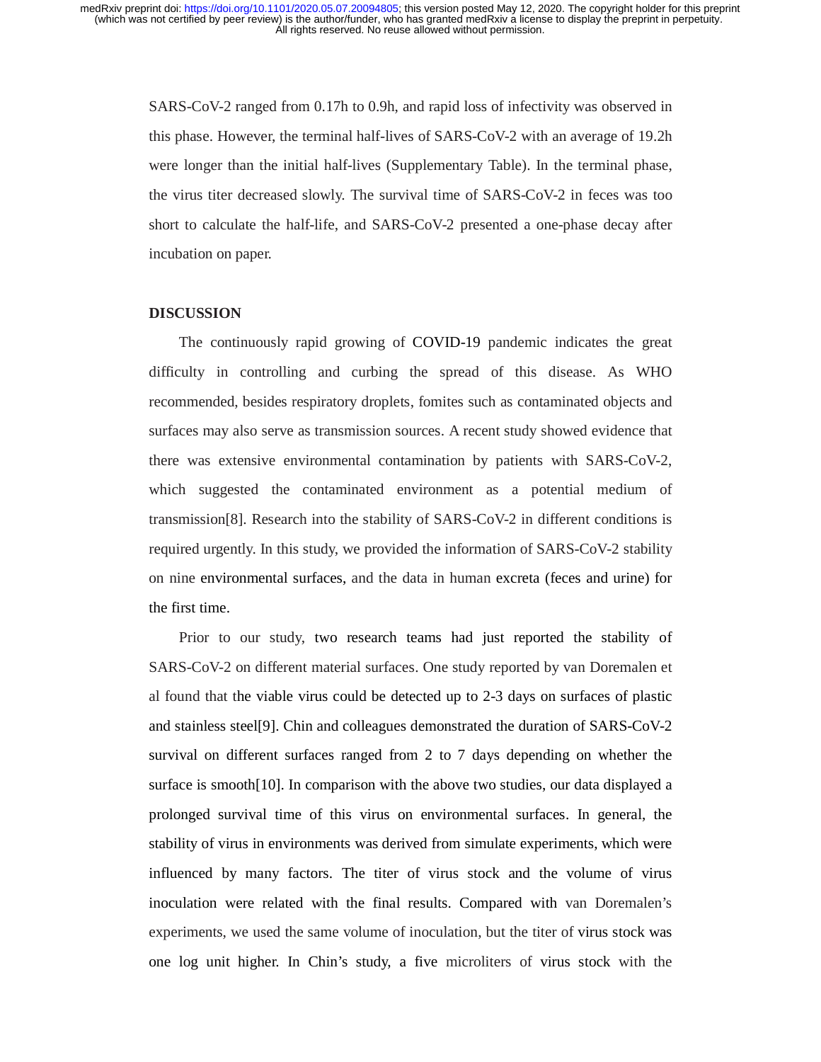SARS-CoV-2 ranged from 0.17h to 0.9h, and rapid loss of infectivity was observed in this phase. However, the terminal half-lives of SARS-CoV-2 with an average of 19.2h were longer than the initial half-lives (Supplementary Table). In the terminal phase, the virus titer decreased slowly. The survival time of SARS-CoV-2 in feces was too short to calculate the half-life, and SARS-CoV-2 presented a one-phase decay after incubation on paper.

## DISCUSSION

The continuously rapid growing of COVID-19 pandemic indicates the great difficulty in controlling and curbing the spread of this disease. As WHO recommended, besides respiratory droplets, fomites such as contaminated objects and surfaces may also serve as transmission sources. A recent study showed evidence that there was extensive environmental contamination by patients with SARS-CoV-2, which suggested the contaminated environment as a potential medium of transmission[8]. Research into the stability of SARS-CoV-2 in different conditions is required urgently. In this study, we provided the information of SARS-CoV-2 stability on nine environmental surfaces, and the data in human excreta (feces and urine) for the first time.

Prior to our study, two research teams had just reported the stability of SARS-CoV-2 on different material surfaces. One study reported by van Doremalen et al found that the viable virus could be detected up to 2-3 days on surfaces of plastic and stainless steel[9]. Chin and colleagues demonstrated the duration of SARS-CoV-2 survival on different surfaces ranged from 2 to 7 days depending on whether the surface is smooth[10]. In comparison with the above two studies, our data displayed a prolonged survival time of this virus on environmental surfaces. In general, the stability of virus in environments was derived from simulate experiments, which were influenced by many factors. The titer of virus stock and the volume of virus inoculation were related with the final results. Compared with van Doremalen's experiments, we used the same volume of inoculation, but the titer of virus stock was one log unit higher. In Chin's study, a five microliters of virus stock with the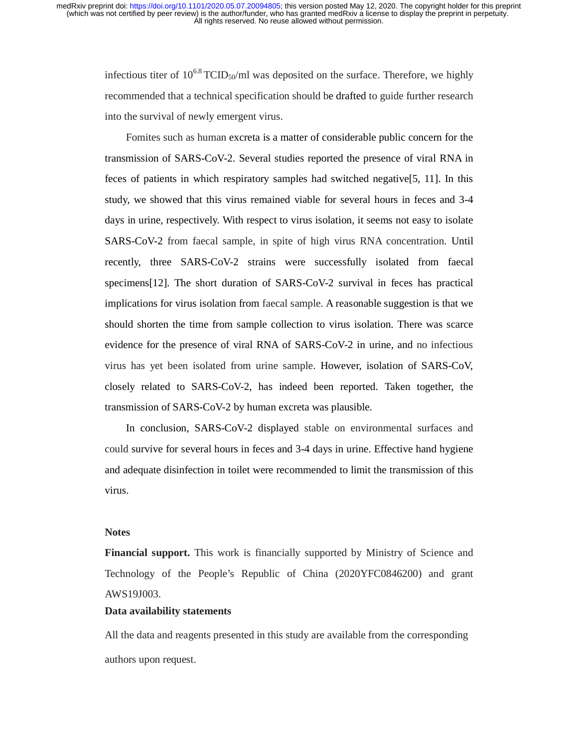infectious titer of $10^{6.8}$ $TCID_{50}$/ml was deposited on the surface. Therefore, we highly recommended that a technical specification should be drafted to guide further research into the survival of newly emergent virus.

Fomites such as human excreta is a matter of considerable public concern for the transmission of SARS-CoV-2. Several studies reported the presence of viral RNA in feces of patients in which respiratory samples had switched negative[5, 11]. In this study, we showed that this virus remained viable for several hours in feces and 3-4 days in urine, respectively. With respect to virus isolation, it seems not easy to isolate SARS-CoV-2 from faecal sample, in spite of high virus RNA concentration. Until recently, three SARS-CoV-2 strains were successfully isolated from faecal specimens[12]. The short duration of SARS-CoV-2 survival in feces has practical implications for virus isolation from faecal sample. A reasonable suggestion is that we should shorten the time from sample collection to virus isolation. There was scarce evidence for the presence of viral RNA of SARS-CoV-2 in urine, and no infectious virus has yet been isolated from urine sample. However, isolation of SARS-CoV, closely related to SARS-CoV-2, has indeed been reported. Taken together, the transmission of SARS-CoV-2 by human excreta was plausible.

In conclusion, SARS-CoV-2 displayed stable on environmental surfaces and could survive for several hours in feces and 3-4 days in urine. Effective hand hygiene and adequate disinfection in toilet were recommended to limit the transmission of this virus.

## Notes

**Financial support.** This work is financially supported by Ministry of Science and Technology of the People's Republic of China (2020YFC0846200) and grant AWS19J003.

**Data availability statements**

All the data and reagents presented in this study are available from the corresponding authors upon request.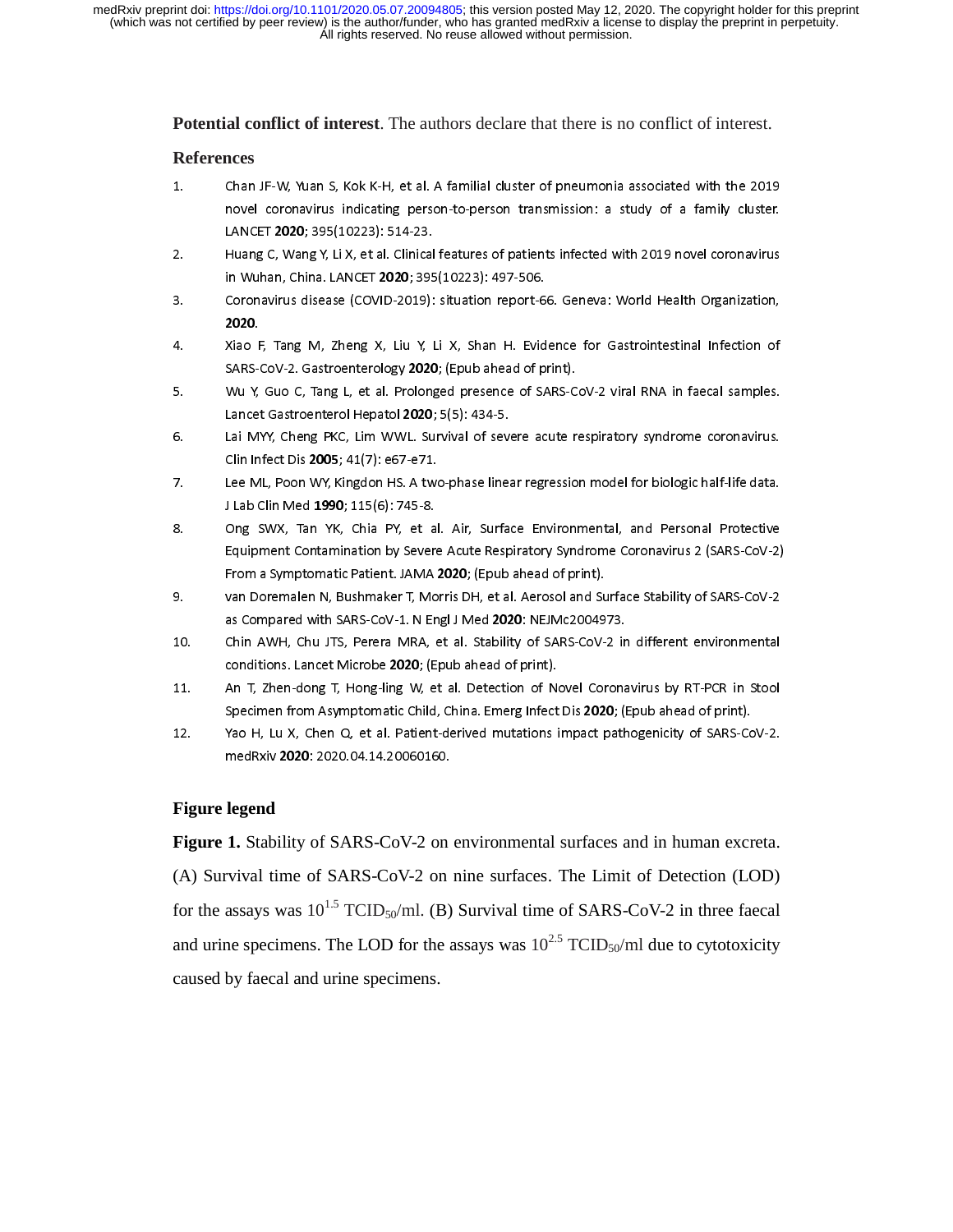**Potential conflict of interest**. The authors declare that there is no conflict of interest.

## References

1. Chan JF-W, Yuan S, Kok K-H, et al. A familial cluster of pneumonia associated with the 2019 novel coronavirus indicating person-to-person transmission: a study of a family cluster. LANCET **2020**; 395(10223): 514-23.
2. Huang C, Wang Y, Li X, et al. Clinical features of patients infected with 2019 novel coronavirus in Wuhan, China. LANCET **2020**; 395(10223): 497-506.
3. Coronavirus disease (COVID-2019): situation report-66. Geneva: World Health Organization, **2020**.
4. Xiao F, Tang M, Zheng X, Liu Y, Li X, Shan H. Evidence for Gastrointestinal Infection of SARS-CoV-2. Gastroenterology **2020**; (Epub ahead of print).
5. Wu Y, Guo C, Tang L, et al. Prolonged presence of SARS-CoV-2 viral RNA in faecal samples. Lancet Gastroenterol Hepatol **2020**; 5(5): 434-5.
6. Lai MYY, Cheng PKC, Lim WWL. Survival of severe acute respiratory syndrome coronavirus. Clin Infect Dis **2005**; 41(7): e67-e71.
7. Lee ML, Poon WY, Kingdon HS. A two-phase linear regression model for biologic half-life data. J Lab Clin Med **1990**; 115(6): 745-8.
8. Ong SWX, Tan YK, Chia PY, et al. Air, Surface Environmental, and Personal Protective Equipment Contamination by Severe Acute Respiratory Syndrome Coronavirus 2 (SARS-CoV-2) From a Symptomatic Patient. JAMA **2020**; (Epub ahead of print).
9. van Doremalen N, Bushmaker T, Morris DH, et al. Aerosol and Surface Stability of SARS-CoV-2 as Compared with SARS-CoV-1. N Engl J Med **2020**: NEJMc2004973.
10. Chin AWH, Chu JTS, Perera MRA, et al. Stability of SARS-CoV-2 in different environmental conditions. Lancet Microbe **2020**; (Epub ahead of print).
11. An T, Zhen-dong T, Hong-ling W, et al. Detection of Novel Coronavirus by RT-PCR in Stool Specimen from Asymptomatic Child, China. Emerg Infect Dis **2020**; (Epub ahead of print).
12. Yao H, Lu X, Chen Q, et al. Patient-derived mutations impact pathogenicity of SARS-CoV-2. medRxiv **2020**: 2020.04.14.20060160.

## Figure legend

**Figure 1.** Stability of SARS-CoV-2 on environmental surfaces and in human excreta. (A) Survival time of SARS-CoV-2 on nine surfaces. The Limit of Detection (LOD) for the assays was $10^{1.5}$ $TCID_{50}$/ml. (B) Survival time of SARS-CoV-2 in three faecal and urine specimens. The LOD for the assays was $10^{2.5}$ $TCID_{50}$/ml due to cytotoxicity caused by faecal and urine specimens.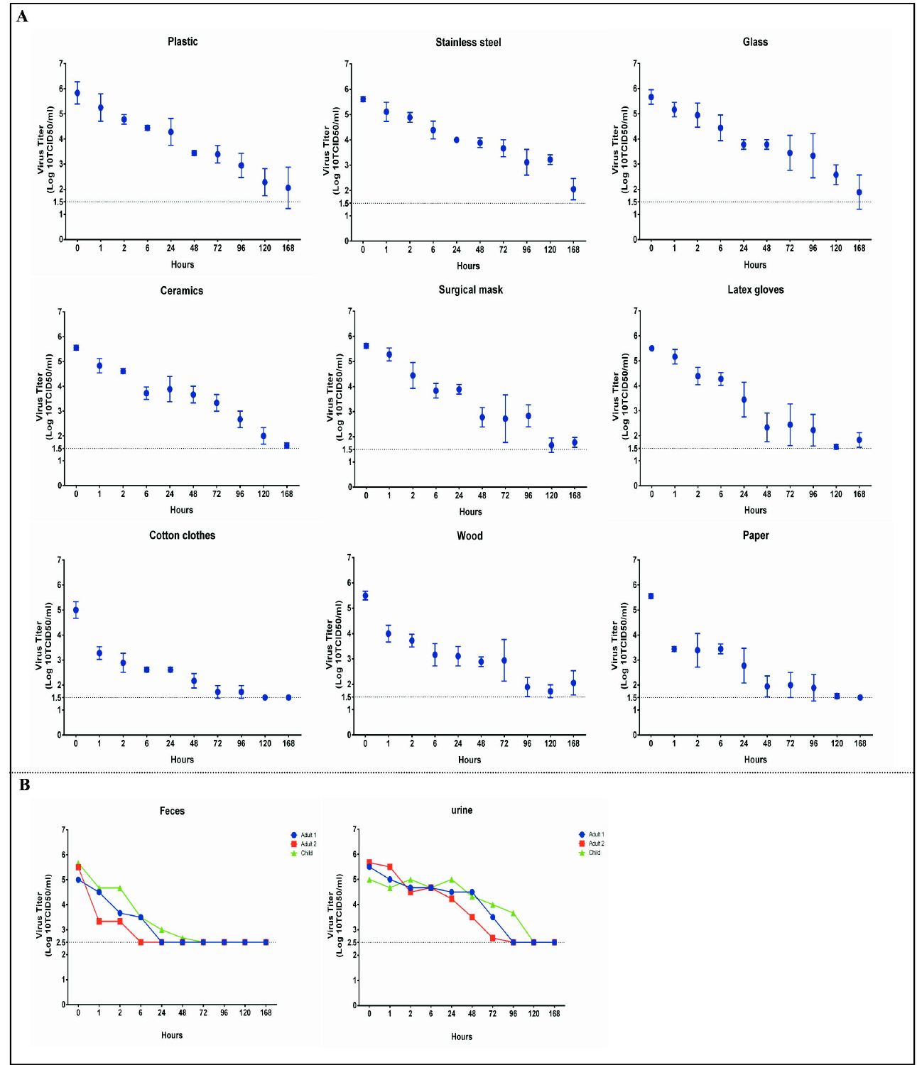A

Plastic

Stainless steel

Glass

Ceramics

Surgical mask

Latex gloves

Cotton clothes

Wood

Paper

Virus Titer (Log 10TCID50/ml)

0 1 2 6 24 48 72 96 120 168

Hours

B

Feces

urine

Adult 1
Adult 2
Child

Virus Titer (Log 10TCID50/ml)

0 1 2 6 24 48 72 96 120 168

Hours